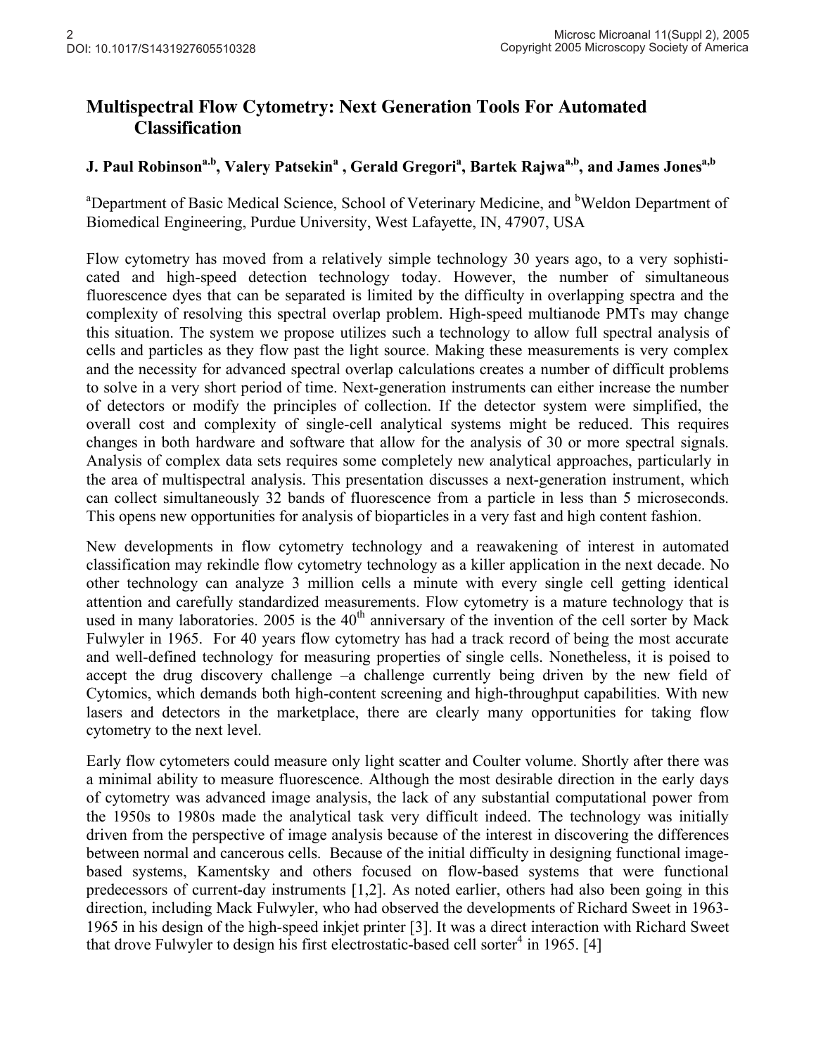# Multispectral Flow Cytometry: Next Generation Tools For Automated Classification

**J. Paul Robinson[a,b], Valery Patsekin[a], Gerald Gregori[a], Bartek Rajwa[a,b], and James Jones[a,b]**

[a]Department of Basic Medical Science, School of Veterinary Medicine, and [b]Weldon Department of Biomedical Engineering, Purdue University, West Lafayette, IN, 47907, USA

Flow cytometry has moved from a relatively simple technology 30 years ago, to a very sophisticated and high-speed detection technology today. However, the number of simultaneous fluorescence dyes that can be separated is limited by the difficulty in overlapping spectra and the complexity of resolving this spectral overlap problem. High-speed multianode PMTs may change this situation. The system we propose utilizes such a technology to allow full spectral analysis of cells and particles as they flow past the light source. Making these measurements is very complex and the necessity for advanced spectral overlap calculations creates a number of difficult problems to solve in a very short period of time. Next-generation instruments can either increase the number of detectors or modify the principles of collection. If the detector system were simplified, the overall cost and complexity of single-cell analytical systems might be reduced. This requires changes in both hardware and software that allow for the analysis of 30 or more spectral signals. Analysis of complex data sets requires some completely new analytical approaches, particularly in the area of multispectral analysis. This presentation discusses a next-generation instrument, which can collect simultaneously 32 bands of fluorescence from a particle in less than 5 microseconds. This opens new opportunities for analysis of bioparticles in a very fast and high content fashion.

New developments in flow cytometry technology and a reawakening of interest in automated classification may rekindle flow cytometry technology as a killer application in the next decade. No other technology can analyze 3 million cells a minute with every single cell getting identical attention and carefully standardized measurements. Flow cytometry is a mature technology that is used in many laboratories. 2005 is the 40th anniversary of the invention of the cell sorter by Mack Fulwyler in 1965. For 40 years flow cytometry has had a track record of being the most accurate and well-defined technology for measuring properties of single cells. Nonetheless, it is poised to accept the drug discovery challenge –a challenge currently being driven by the new field of Cytomics, which demands both high-content screening and high-throughput capabilities. With new lasers and detectors in the marketplace, there are clearly many opportunities for taking flow cytometry to the next level.

Early flow cytometers could measure only light scatter and Coulter volume. Shortly after there was a minimal ability to measure fluorescence. Although the most desirable direction in the early days of cytometry was advanced image analysis, the lack of any substantial computational power from the 1950s to 1980s made the analytical task very difficult indeed. The technology was initially driven from the perspective of image analysis because of the interest in discovering the differences between normal and cancerous cells. Because of the initial difficulty in designing functional image-based systems, Kamentsky and others focused on flow-based systems that were functional predecessors of current-day instruments [1,2]. As noted earlier, others had also been going in this direction, including Mack Fulwyler, who had observed the developments of Richard Sweet in 1963-1965 in his design of the high-speed inkjet printer [3]. It was a direct interaction with Richard Sweet that drove Fulwyler to design his first electrostatic-based cell sorter[4] in 1965. [4]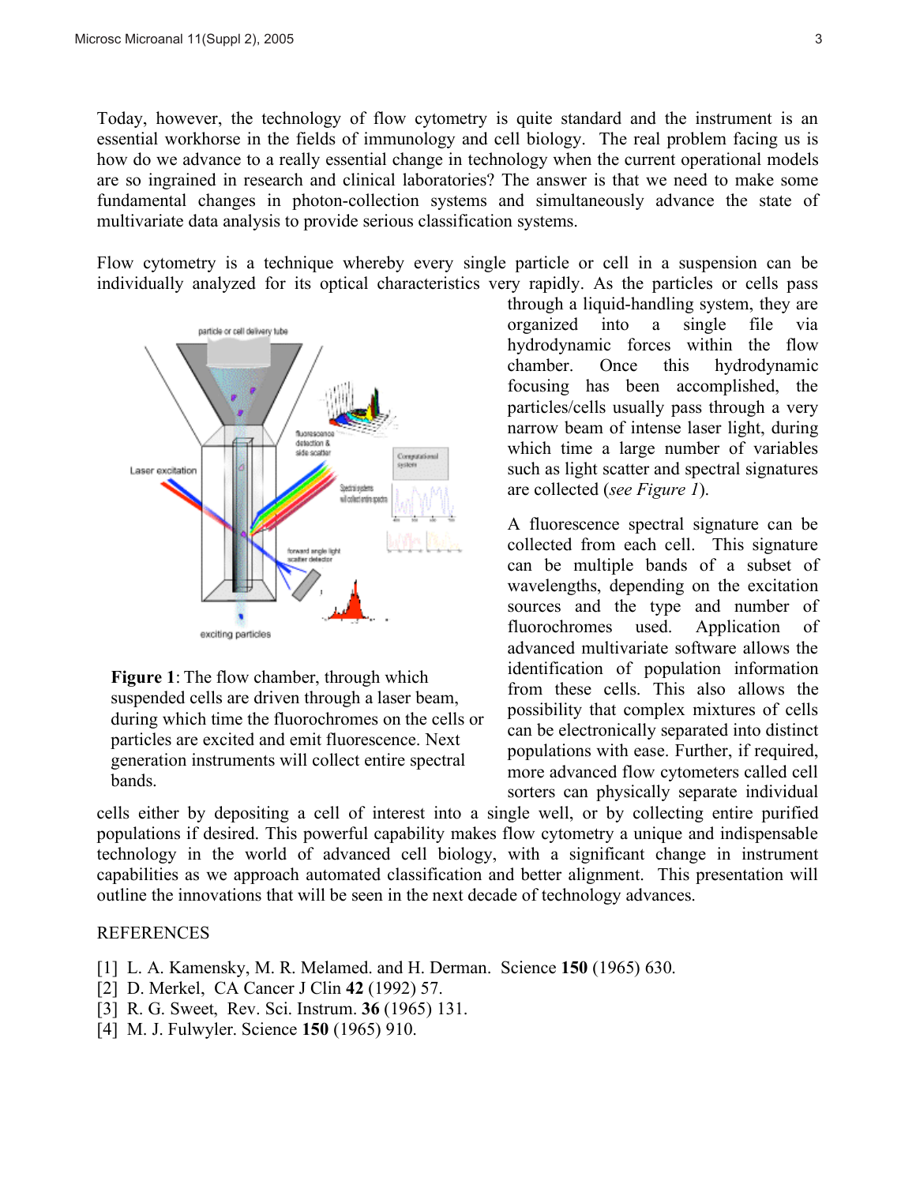Today, however, the technology of flow cytometry is quite standard and the instrument is an essential workhorse in the fields of immunology and cell biology. The real problem facing us is how do we advance to a really essential change in technology when the current operational models are so ingrained in research and clinical laboratories? The answer is that we need to make some fundamental changes in photon-collection systems and simultaneously advance the state of multivariate data analysis to provide serious classification systems.

Flow cytometry is a technique whereby every single particle or cell in a suspension can be individually analyzed for its optical characteristics very rapidly. As the particles or cells pass through a liquid-handling system, they are organized into a single file via hydrodynamic forces within the flow chamber. Once this hydrodynamic focusing has been accomplished, the particles/cells usually pass through a very narrow beam of intense laser light, during which time a large number of variables such as light scatter and spectral signatures are collected (*see Figure 1*).

**Figure 1**: The flow chamber, through which suspended cells are driven through a laser beam, during which time the fluorochromes on the cells or particles are excited and emit fluorescence. Next generation instruments will collect entire spectral bands.

A fluorescence spectral signature can be collected from each cell. This signature can be multiple bands of a subset of wavelengths, depending on the excitation sources and the type and number of fluorochromes used. Application of advanced multivariate software allows the identification of population information from these cells. This also allows the possibility that complex mixtures of cells can be electronically separated into distinct populations with ease. Further, if required, more advanced flow cytometers called cell sorters can physically separate individual cells either by depositing a cell of interest into a single well, or by collecting entire purified populations if desired. This powerful capability makes flow cytometry a unique and indispensable technology in the world of advanced cell biology, with a significant change in instrument capabilities as we approach automated classification and better alignment. This presentation will outline the innovations that will be seen in the next decade of technology advances.

REFERENCES

[1] L. A. Kamensky, M. R. Melamed. and H. Derman. Science **150** (1965) 630.
[2] D. Merkel, CA Cancer J Clin **42** (1992) 57.
[3] R. G. Sweet, Rev. Sci. Instrum. **36** (1965) 131.
[4] M. J. Fulwyler. Science **150** (1965) 910.